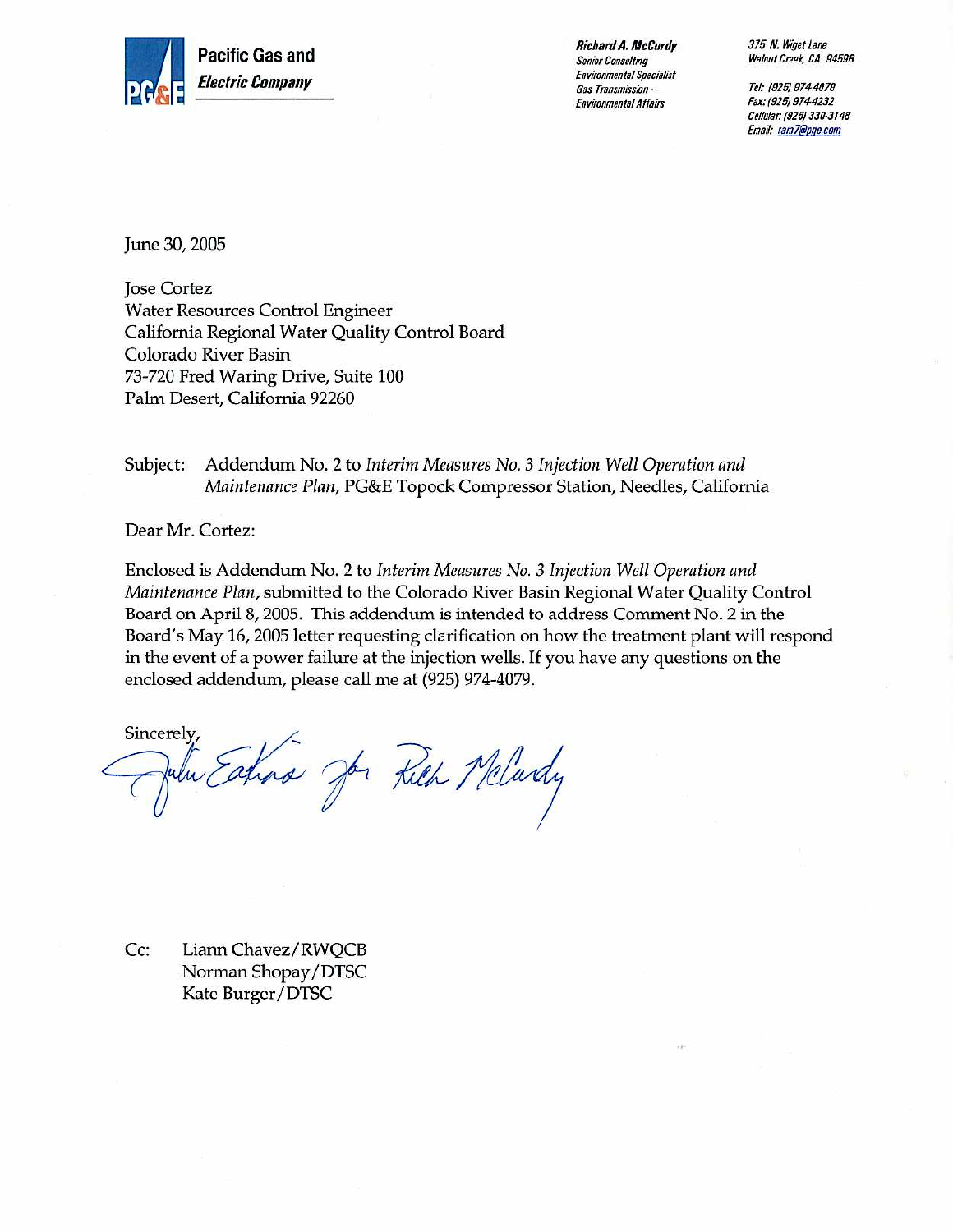**Pacific Gas and Electric Company**

**Richard A. McCurdy**
*Senior Consulting Environmental Specialist*
*Gas Transmission - Environmental Affairs*

*375 N. Wiget Lane*
*Walnut Creek, CA 94598*

*Tel: (925) 974-4079*
*Fax: (925) 974-4232*
*Cellular: (925) 330-3148*
*Email: ram7@pge.com*

June 30, 2005

Jose Cortez
Water Resources Control Engineer
California Regional Water Quality Control Board
Colorado River Basin
73-720 Fred Waring Drive, Suite 100
Palm Desert, California 92260

Subject: Addendum No. 2 to *Interim Measures No. 3 Injection Well Operation and Maintenance Plan*, PG&E Topock Compressor Station, Needles, California

Dear Mr. Cortez:

Enclosed is Addendum No. 2 to *Interim Measures No. 3 Injection Well Operation and Maintenance Plan*, submitted to the Colorado River Basin Regional Water Quality Control Board on April 8, 2005. This addendum is intended to address Comment No. 2 in the Board's May 16, 2005 letter requesting clarification on how the treatment plant will respond in the event of a power failure at the injection wells. If you have any questions on the enclosed addendum, please call me at (925) 974-4079.

Sincerely,

John Eakins for Rich McCurdy

Cc: Liann Chavez/RWQCB
Norman Shopay/DTSC
Kate Burger/DTSC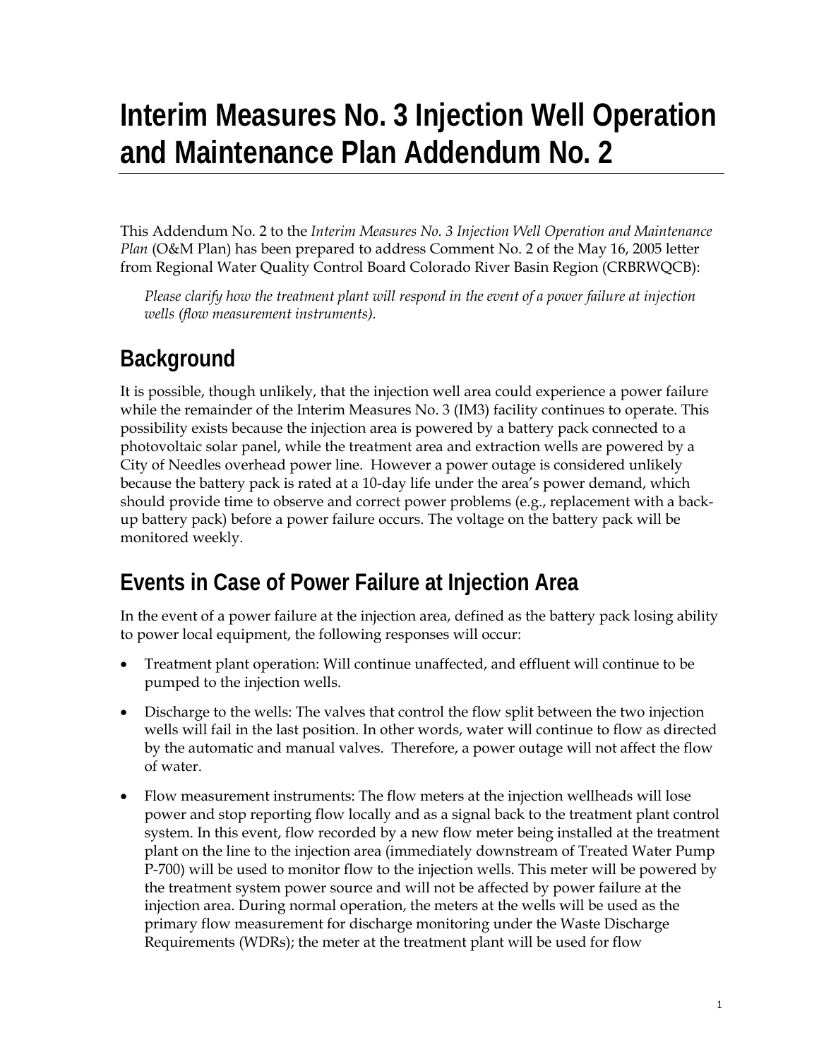# Interim Measures No. 3 Injection Well Operation and Maintenance Plan Addendum No. 2

This Addendum No. 2 to the *Interim Measures No. 3 Injection Well Operation and Maintenance Plan* (O&M Plan) has been prepared to address Comment No. 2 of the May 16, 2005 letter from Regional Water Quality Control Board Colorado River Basin Region (CRBRWQCB):

> *Please clarify how the treatment plant will respond in the event of a power failure at injection wells (flow measurement instruments).*

## Background

It is possible, though unlikely, that the injection well area could experience a power failure while the remainder of the Interim Measures No. 3 (IM3) facility continues to operate. This possibility exists because the injection area is powered by a battery pack connected to a photovoltaic solar panel, while the treatment area and extraction wells are powered by a City of Needles overhead power line. However a power outage is considered unlikely because the battery pack is rated at a 10-day life under the area's power demand, which should provide time to observe and correct power problems (e.g., replacement with a back-up battery pack) before a power failure occurs. The voltage on the battery pack will be monitored weekly.

## Events in Case of Power Failure at Injection Area

In the event of a power failure at the injection area, defined as the battery pack losing ability to power local equipment, the following responses will occur:

- Treatment plant operation: Will continue unaffected, and effluent will continue to be pumped to the injection wells.
- Discharge to the wells: The valves that control the flow split between the two injection wells will fail in the last position. In other words, water will continue to flow as directed by the automatic and manual valves. Therefore, a power outage will not affect the flow of water.
- Flow measurement instruments: The flow meters at the injection wellheads will lose power and stop reporting flow locally and as a signal back to the treatment plant control system. In this event, flow recorded by a new flow meter being installed at the treatment plant on the line to the injection area (immediately downstream of Treated Water Pump P-700) will be used to monitor flow to the injection wells. This meter will be powered by the treatment system power source and will not be affected by power failure at the injection area. During normal operation, the meters at the wells will be used as the primary flow measurement for discharge monitoring under the Waste Discharge Requirements (WDRs); the meter at the treatment plant will be used for flow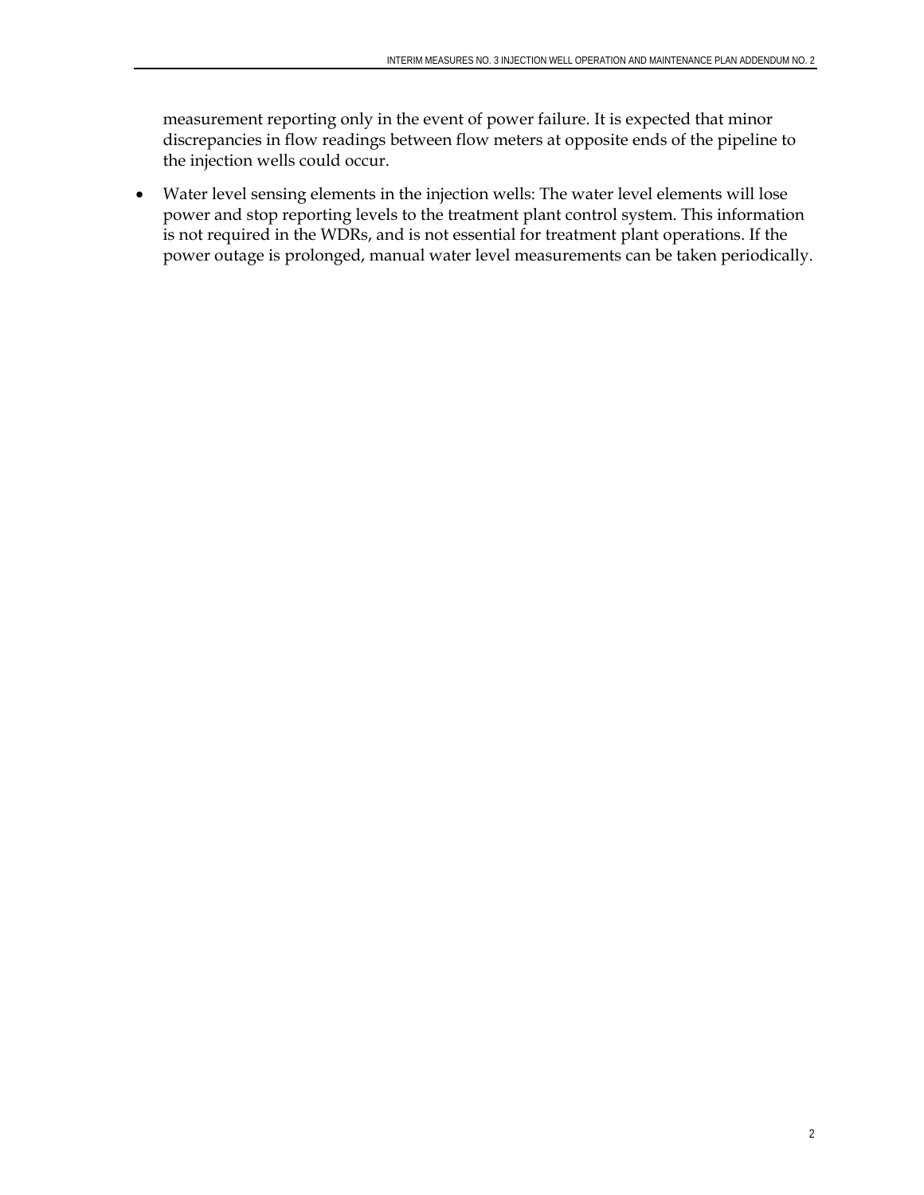measurement reporting only in the event of power failure. It is expected that minor discrepancies in flow readings between flow meters at opposite ends of the pipeline to the injection wells could occur.

- Water level sensing elements in the injection wells: The water level elements will lose power and stop reporting levels to the treatment plant control system. This information is not required in the WDRs, and is not essential for treatment plant operations. If the power outage is prolonged, manual water level measurements can be taken periodically.